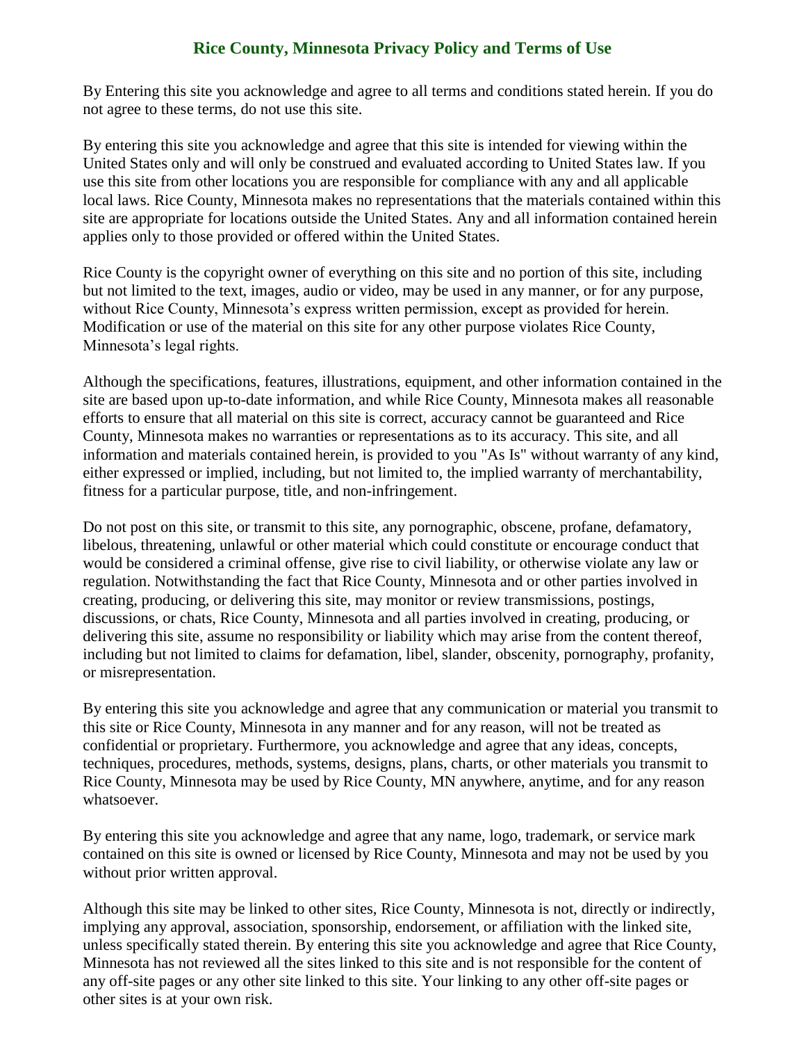# Rice County, Minnesota Privacy Policy and Terms of Use

By Entering this site you acknowledge and agree to all terms and conditions stated herein. If you do not agree to these terms, do not use this site.

By entering this site you acknowledge and agree that this site is intended for viewing within the United States only and will only be construed and evaluated according to United States law. If you use this site from other locations you are responsible for compliance with any and all applicable local laws. Rice County, Minnesota makes no representations that the materials contained within this site are appropriate for locations outside the United States. Any and all information contained herein applies only to those provided or offered within the United States.

Rice County is the copyright owner of everything on this site and no portion of this site, including but not limited to the text, images, audio or video, may be used in any manner, or for any purpose, without Rice County, Minnesota's express written permission, except as provided for herein. Modification or use of the material on this site for any other purpose violates Rice County, Minnesota's legal rights.

Although the specifications, features, illustrations, equipment, and other information contained in the site are based upon up-to-date information, and while Rice County, Minnesota makes all reasonable efforts to ensure that all material on this site is correct, accuracy cannot be guaranteed and Rice County, Minnesota makes no warranties or representations as to its accuracy. This site, and all information and materials contained herein, is provided to you "As Is" without warranty of any kind, either expressed or implied, including, but not limited to, the implied warranty of merchantability, fitness for a particular purpose, title, and non-infringement.

Do not post on this site, or transmit to this site, any pornographic, obscene, profane, defamatory, libelous, threatening, unlawful or other material which could constitute or encourage conduct that would be considered a criminal offense, give rise to civil liability, or otherwise violate any law or regulation. Notwithstanding the fact that Rice County, Minnesota and or other parties involved in creating, producing, or delivering this site, may monitor or review transmissions, postings, discussions, or chats, Rice County, Minnesota and all parties involved in creating, producing, or delivering this site, assume no responsibility or liability which may arise from the content thereof, including but not limited to claims for defamation, libel, slander, obscenity, pornography, profanity, or misrepresentation.

By entering this site you acknowledge and agree that any communication or material you transmit to this site or Rice County, Minnesota in any manner and for any reason, will not be treated as confidential or proprietary. Furthermore, you acknowledge and agree that any ideas, concepts, techniques, procedures, methods, systems, designs, plans, charts, or other materials you transmit to Rice County, Minnesota may be used by Rice County, MN anywhere, anytime, and for any reason whatsoever.

By entering this site you acknowledge and agree that any name, logo, trademark, or service mark contained on this site is owned or licensed by Rice County, Minnesota and may not be used by you without prior written approval.

Although this site may be linked to other sites, Rice County, Minnesota is not, directly or indirectly, implying any approval, association, sponsorship, endorsement, or affiliation with the linked site, unless specifically stated therein. By entering this site you acknowledge and agree that Rice County, Minnesota has not reviewed all the sites linked to this site and is not responsible for the content of any off-site pages or any other site linked to this site. Your linking to any other off-site pages or other sites is at your own risk.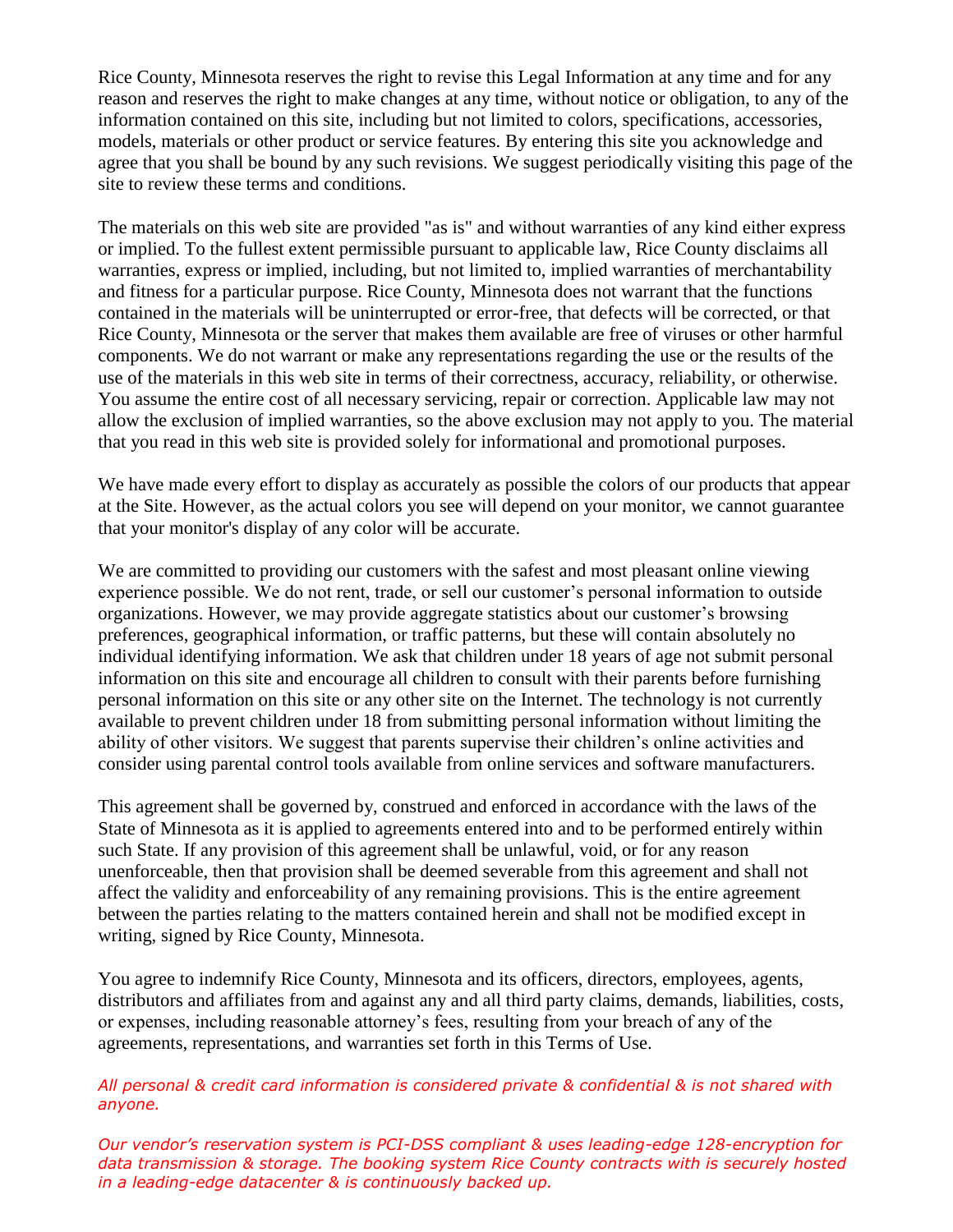Rice County, Minnesota reserves the right to revise this Legal Information at any time and for any reason and reserves the right to make changes at any time, without notice or obligation, to any of the information contained on this site, including but not limited to colors, specifications, accessories, models, materials or other product or service features. By entering this site you acknowledge and agree that you shall be bound by any such revisions. We suggest periodically visiting this page of the site to review these terms and conditions.

The materials on this web site are provided "as is" and without warranties of any kind either express or implied. To the fullest extent permissible pursuant to applicable law, Rice County disclaims all warranties, express or implied, including, but not limited to, implied warranties of merchantability and fitness for a particular purpose. Rice County, Minnesota does not warrant that the functions contained in the materials will be uninterrupted or error-free, that defects will be corrected, or that Rice County, Minnesota or the server that makes them available are free of viruses or other harmful components. We do not warrant or make any representations regarding the use or the results of the use of the materials in this web site in terms of their correctness, accuracy, reliability, or otherwise. You assume the entire cost of all necessary servicing, repair or correction. Applicable law may not allow the exclusion of implied warranties, so the above exclusion may not apply to you. The material that you read in this web site is provided solely for informational and promotional purposes.

We have made every effort to display as accurately as possible the colors of our products that appear at the Site. However, as the actual colors you see will depend on your monitor, we cannot guarantee that your monitor's display of any color will be accurate.

We are committed to providing our customers with the safest and most pleasant online viewing experience possible. We do not rent, trade, or sell our customer's personal information to outside organizations. However, we may provide aggregate statistics about our customer's browsing preferences, geographical information, or traffic patterns, but these will contain absolutely no individual identifying information. We ask that children under 18 years of age not submit personal information on this site and encourage all children to consult with their parents before furnishing personal information on this site or any other site on the Internet. The technology is not currently available to prevent children under 18 from submitting personal information without limiting the ability of other visitors. We suggest that parents supervise their children's online activities and consider using parental control tools available from online services and software manufacturers.

This agreement shall be governed by, construed and enforced in accordance with the laws of the State of Minnesota as it is applied to agreements entered into and to be performed entirely within such State. If any provision of this agreement shall be unlawful, void, or for any reason unenforceable, then that provision shall be deemed severable from this agreement and shall not affect the validity and enforceability of any remaining provisions. This is the entire agreement between the parties relating to the matters contained herein and shall not be modified except in writing, signed by Rice County, Minnesota.

You agree to indemnify Rice County, Minnesota and its officers, directors, employees, agents, distributors and affiliates from and against any and all third party claims, demands, liabilities, costs, or expenses, including reasonable attorney's fees, resulting from your breach of any of the agreements, representations, and warranties set forth in this Terms of Use.

*All personal & credit card information is considered private & confidential & is not shared with anyone.*

*Our vendor's reservation system is PCI-DSS compliant & uses leading-edge 128-encryption for data transmission & storage. The booking system Rice County contracts with is securely hosted in a leading-edge datacenter & is continuously backed up.*